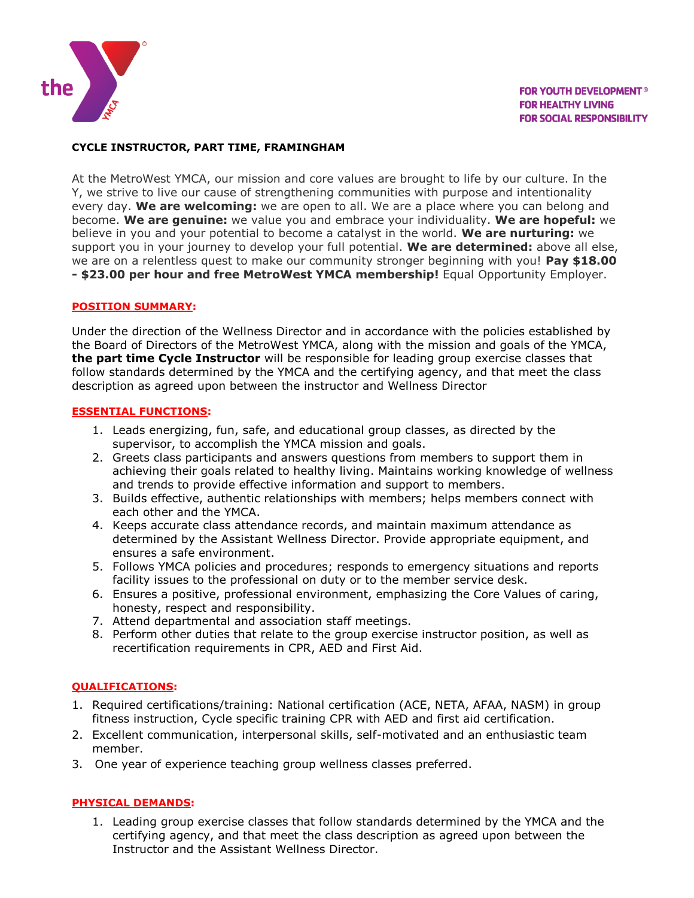FOR YOUTH DEVELOPMENT®
FOR HEALTHY LIVING
FOR SOCIAL RESPONSIBILITY

**CYCLE INSTRUCTOR, PART TIME, FRAMINGHAM**

At the MetroWest YMCA, our mission and core values are brought to life by our culture. In the Y, we strive to live our cause of strengthening communities with purpose and intentionality every day. **We are welcoming:** we are open to all. We are a place where you can belong and become. **We are genuine:** we value you and embrace your individuality. **We are hopeful:** we believe in you and your potential to become a catalyst in the world. **We are nurturing:** we support you in your journey to develop your full potential. **We are determined:** above all else, we are on a relentless quest to make our community stronger beginning with you! **Pay $18.00 - $23.00 per hour and free MetroWest YMCA membership!** Equal Opportunity Employer.

## POSITION SUMMARY:

Under the direction of the Wellness Director and in accordance with the policies established by the Board of Directors of the MetroWest YMCA, along with the mission and goals of the YMCA, **the part time Cycle Instructor** will be responsible for leading group exercise classes that follow standards determined by the YMCA and the certifying agency, and that meet the class description as agreed upon between the instructor and Wellness Director

## ESSENTIAL FUNCTIONS:

1. Leads energizing, fun, safe, and educational group classes, as directed by the supervisor, to accomplish the YMCA mission and goals.
2. Greets class participants and answers questions from members to support them in achieving their goals related to healthy living. Maintains working knowledge of wellness and trends to provide effective information and support to members.
3. Builds effective, authentic relationships with members; helps members connect with each other and the YMCA.
4. Keeps accurate class attendance records, and maintain maximum attendance as determined by the Assistant Wellness Director. Provide appropriate equipment, and ensures a safe environment.
5. Follows YMCA policies and procedures; responds to emergency situations and reports facility issues to the professional on duty or to the member service desk.
6. Ensures a positive, professional environment, emphasizing the Core Values of caring, honesty, respect and responsibility.
7. Attend departmental and association staff meetings.
8. Perform other duties that relate to the group exercise instructor position, as well as recertification requirements in CPR, AED and First Aid.

## QUALIFICATIONS:

1. Required certifications/training: National certification (ACE, NETA, AFAA, NASM) in group fitness instruction, Cycle specific training CPR with AED and first aid certification.
2. Excellent communication, interpersonal skills, self-motivated and an enthusiastic team member.
3. One year of experience teaching group wellness classes preferred.

## PHYSICAL DEMANDS:

1. Leading group exercise classes that follow standards determined by the YMCA and the certifying agency, and that meet the class description as agreed upon between the Instructor and the Assistant Wellness Director.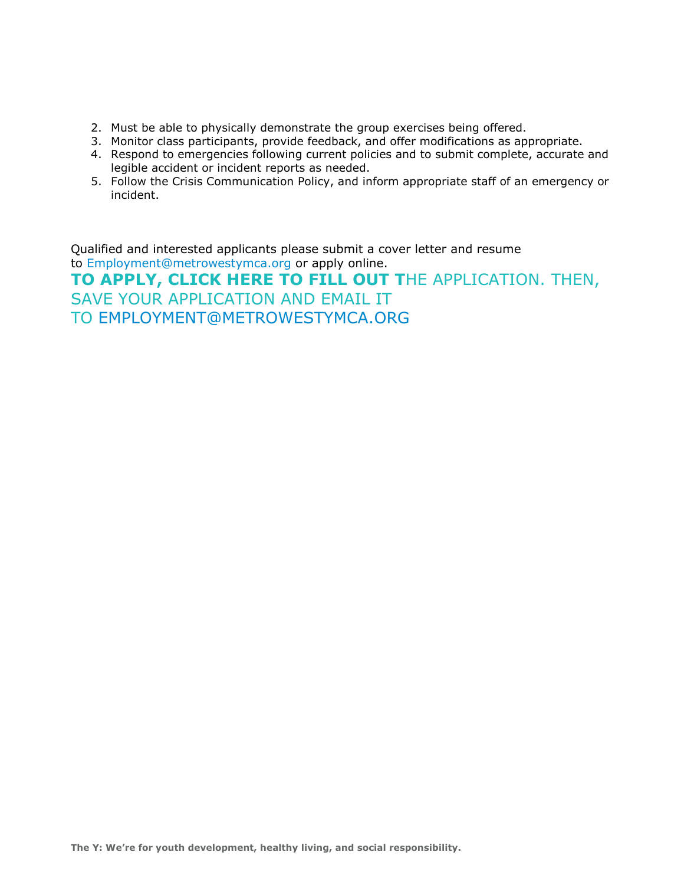2. Must be able to physically demonstrate the group exercises being offered.
3. Monitor class participants, provide feedback, and offer modifications as appropriate.
4. Respond to emergencies following current policies and to submit complete, accurate and legible accident or incident reports as needed.
5. Follow the Crisis Communication Policy, and inform appropriate staff of an emergency or incident.

Qualified and interested applicants please submit a cover letter and resume to Employment@metrowestymca.org or apply online.

**TO APPLY, CLICK HERE TO FILL OUT T**HE APPLICATION. THEN, SAVE YOUR APPLICATION AND EMAIL IT TO EMPLOYMENT@METROWESTYMCA.ORG

**The Y: We're for youth development, healthy living, and social responsibility.**